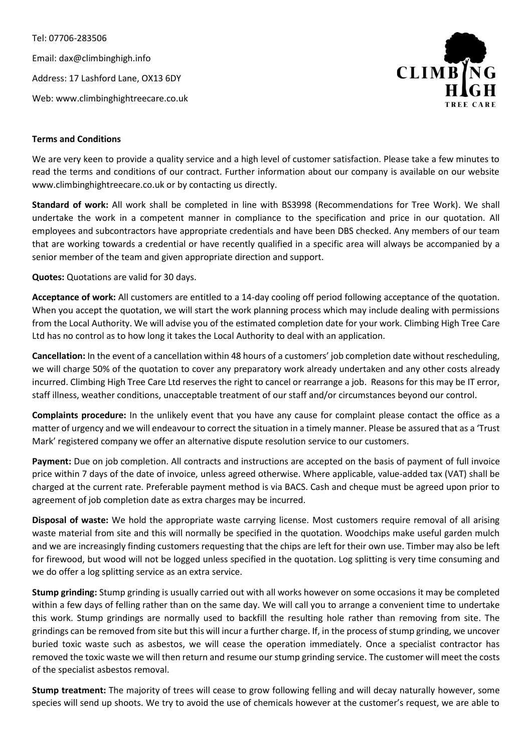Tel: 07706-283506

Email: dax@climbinghigh.info

Address: 17 Lashford Lane, OX13 6DY

Web: www.climbinghightreecare.co.uk

CLIMBING HIGH TREE CARE

**Terms and Conditions**

We are very keen to provide a quality service and a high level of customer satisfaction. Please take a few minutes to read the terms and conditions of our contract. Further information about our company is available on our website www.climbinghightreecare.co.uk or by contacting us directly.

**Standard of work:** All work shall be completed in line with BS3998 (Recommendations for Tree Work). We shall undertake the work in a competent manner in compliance to the specification and price in our quotation. All employees and subcontractors have appropriate credentials and have been DBS checked. Any members of our team that are working towards a credential or have recently qualified in a specific area will always be accompanied by a senior member of the team and given appropriate direction and support.

**Quotes:** Quotations are valid for 30 days.

**Acceptance of work:** All customers are entitled to a 14-day cooling off period following acceptance of the quotation. When you accept the quotation, we will start the work planning process which may include dealing with permissions from the Local Authority. We will advise you of the estimated completion date for your work. Climbing High Tree Care Ltd has no control as to how long it takes the Local Authority to deal with an application.

**Cancellation:** In the event of a cancellation within 48 hours of a customers' job completion date without rescheduling, we will charge 50% of the quotation to cover any preparatory work already undertaken and any other costs already incurred. Climbing High Tree Care Ltd reserves the right to cancel or rearrange a job. Reasons for this may be IT error, staff illness, weather conditions, unacceptable treatment of our staff and/or circumstances beyond our control.

**Complaints procedure:** In the unlikely event that you have any cause for complaint please contact the office as a matter of urgency and we will endeavour to correct the situation in a timely manner. Please be assured that as a 'Trust Mark' registered company we offer an alternative dispute resolution service to our customers.

**Payment:** Due on job completion. All contracts and instructions are accepted on the basis of payment of full invoice price within 7 days of the date of invoice, unless agreed otherwise. Where applicable, value-added tax (VAT) shall be charged at the current rate. Preferable payment method is via BACS. Cash and cheque must be agreed upon prior to agreement of job completion date as extra charges may be incurred.

**Disposal of waste:** We hold the appropriate waste carrying license. Most customers require removal of all arising waste material from site and this will normally be specified in the quotation. Woodchips make useful garden mulch and we are increasingly finding customers requesting that the chips are left for their own use. Timber may also be left for firewood, but wood will not be logged unless specified in the quotation. Log splitting is very time consuming and we do offer a log splitting service as an extra service.

**Stump grinding:** Stump grinding is usually carried out with all works however on some occasions it may be completed within a few days of felling rather than on the same day. We will call you to arrange a convenient time to undertake this work. Stump grindings are normally used to backfill the resulting hole rather than removing from site. The grindings can be removed from site but this will incur a further charge. If, in the process of stump grinding, we uncover buried toxic waste such as asbestos, we will cease the operation immediately. Once a specialist contractor has removed the toxic waste we will then return and resume our stump grinding service. The customer will meet the costs of the specialist asbestos removal.

**Stump treatment:** The majority of trees will cease to grow following felling and will decay naturally however, some species will send up shoots. We try to avoid the use of chemicals however at the customer's request, we are able to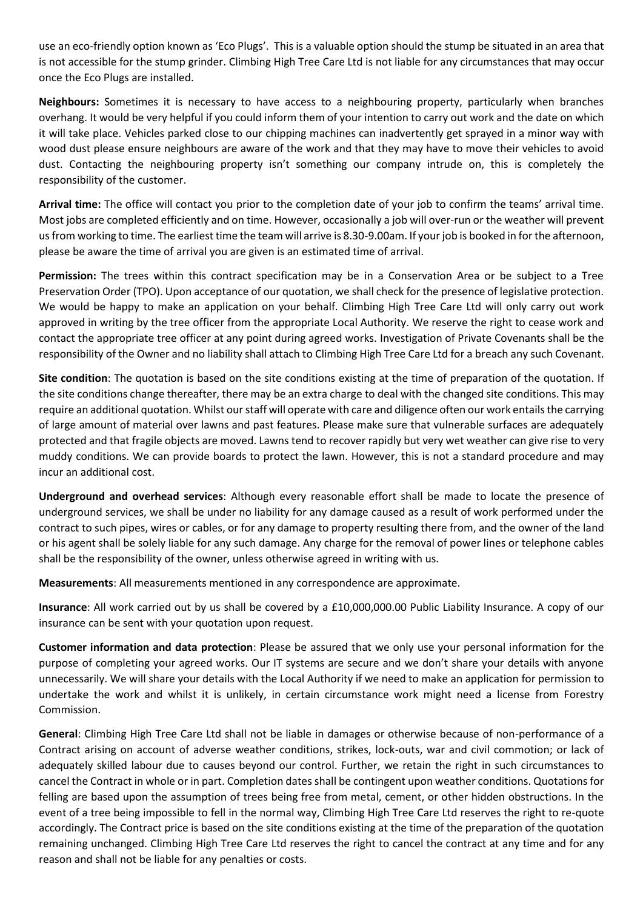use an eco-friendly option known as 'Eco Plugs'. This is a valuable option should the stump be situated in an area that is not accessible for the stump grinder. Climbing High Tree Care Ltd is not liable for any circumstances that may occur once the Eco Plugs are installed.

**Neighbours:** Sometimes it is necessary to have access to a neighbouring property, particularly when branches overhang. It would be very helpful if you could inform them of your intention to carry out work and the date on which it will take place. Vehicles parked close to our chipping machines can inadvertently get sprayed in a minor way with wood dust please ensure neighbours are aware of the work and that they may have to move their vehicles to avoid dust. Contacting the neighbouring property isn't something our company intrude on, this is completely the responsibility of the customer.

**Arrival time:** The office will contact you prior to the completion date of your job to confirm the teams' arrival time. Most jobs are completed efficiently and on time. However, occasionally a job will over-run or the weather will prevent us from working to time. The earliest time the team will arrive is 8.30-9.00am. If your job is booked in for the afternoon, please be aware the time of arrival you are given is an estimated time of arrival.

**Permission:** The trees within this contract specification may be in a Conservation Area or be subject to a Tree Preservation Order (TPO). Upon acceptance of our quotation, we shall check for the presence of legislative protection. We would be happy to make an application on your behalf. Climbing High Tree Care Ltd will only carry out work approved in writing by the tree officer from the appropriate Local Authority. We reserve the right to cease work and contact the appropriate tree officer at any point during agreed works. Investigation of Private Covenants shall be the responsibility of the Owner and no liability shall attach to Climbing High Tree Care Ltd for a breach any such Covenant.

**Site condition**: The quotation is based on the site conditions existing at the time of preparation of the quotation. If the site conditions change thereafter, there may be an extra charge to deal with the changed site conditions. This may require an additional quotation. Whilst our staff will operate with care and diligence often our work entails the carrying of large amount of material over lawns and past features. Please make sure that vulnerable surfaces are adequately protected and that fragile objects are moved. Lawns tend to recover rapidly but very wet weather can give rise to very muddy conditions. We can provide boards to protect the lawn. However, this is not a standard procedure and may incur an additional cost.

**Underground and overhead services**: Although every reasonable effort shall be made to locate the presence of underground services, we shall be under no liability for any damage caused as a result of work performed under the contract to such pipes, wires or cables, or for any damage to property resulting there from, and the owner of the land or his agent shall be solely liable for any such damage. Any charge for the removal of power lines or telephone cables shall be the responsibility of the owner, unless otherwise agreed in writing with us.

**Measurements**: All measurements mentioned in any correspondence are approximate.

**Insurance**: All work carried out by us shall be covered by a £10,000,000.00 Public Liability Insurance. A copy of our insurance can be sent with your quotation upon request.

**Customer information and data protection**: Please be assured that we only use your personal information for the purpose of completing your agreed works. Our IT systems are secure and we don't share your details with anyone unnecessarily. We will share your details with the Local Authority if we need to make an application for permission to undertake the work and whilst it is unlikely, in certain circumstance work might need a license from Forestry Commission.

**General**: Climbing High Tree Care Ltd shall not be liable in damages or otherwise because of non-performance of a Contract arising on account of adverse weather conditions, strikes, lock-outs, war and civil commotion; or lack of adequately skilled labour due to causes beyond our control. Further, we retain the right in such circumstances to cancel the Contract in whole or in part. Completion dates shall be contingent upon weather conditions. Quotations for felling are based upon the assumption of trees being free from metal, cement, or other hidden obstructions. In the event of a tree being impossible to fell in the normal way, Climbing High Tree Care Ltd reserves the right to re-quote accordingly. The Contract price is based on the site conditions existing at the time of the preparation of the quotation remaining unchanged. Climbing High Tree Care Ltd reserves the right to cancel the contract at any time and for any reason and shall not be liable for any penalties or costs.